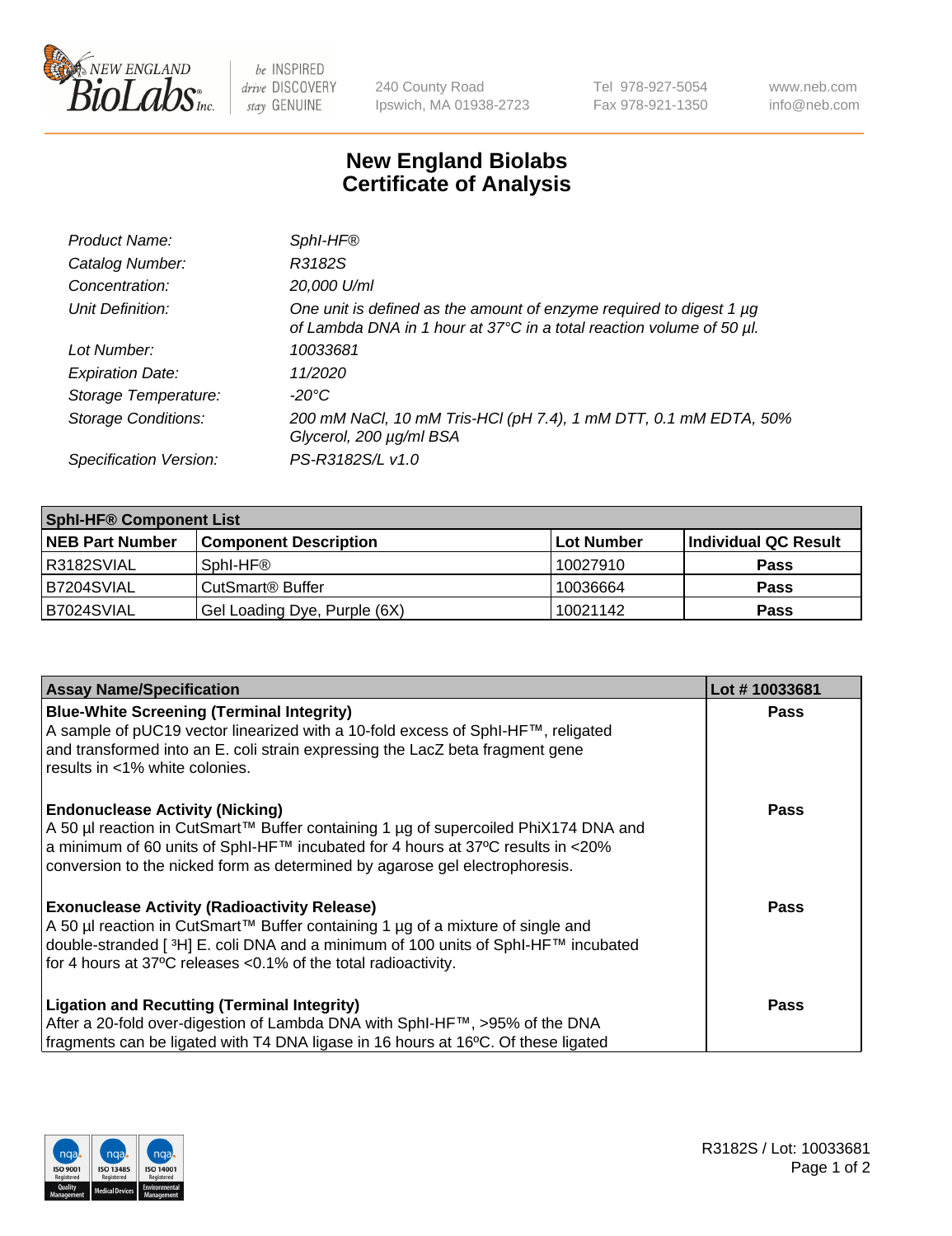# New England Biolabs
# Certificate of Analysis

| | |
|---|---|
| *Product Name:* | *SphI-HF®* |
| *Catalog Number:* | *R3182S* |
| *Concentration:* | *20,000 U/ml* |
| *Unit Definition:* | *One unit is defined as the amount of enzyme required to digest 1 µg of Lambda DNA in 1 hour at 37°C in a total reaction volume of 50 µl.* |
| *Lot Number:* | *10033681* |
| *Expiration Date:* | *11/2020* |
| *Storage Temperature:* | *-20°C* |
| *Storage Conditions:* | *200 mM NaCl, 10 mM Tris-HCl (pH 7.4), 1 mM DTT, 0.1 mM EDTA, 50% Glycerol, 200 µg/ml BSA* |
| *Specification Version:* | *PS-R3182S/L v1.0* |

| **SphI-HF® Component List** | | | |
|---|---|---|---|
| **NEB Part Number** | **Component Description** | **Lot Number** | **Individual QC Result** |
| R3182SVIAL | SphI-HF® | 10027910 | **Pass** |
| B7204SVIAL | CutSmart® Buffer | 10036664 | **Pass** |
| B7024SVIAL | Gel Loading Dye, Purple (6X) | 10021142 | **Pass** |

| **Assay Name/Specification** | **Lot # 10033681** |
|---|---|
| **Blue-White Screening (Terminal Integrity)** A sample of pUC19 vector linearized with a 10-fold excess of SphI-HF™, religated and transformed into an E. coli strain expressing the LacZ beta fragment gene results in <1% white colonies. | **Pass** |
| **Endonuclease Activity (Nicking)** A 50 µl reaction in CutSmart™ Buffer containing 1 µg of supercoiled PhiX174 DNA and a minimum of 60 units of SphI-HF™ incubated for 4 hours at 37ºC results in <20% conversion to the nicked form as determined by agarose gel electrophoresis. | **Pass** |
| **Exonuclease Activity (Radioactivity Release)** A 50 µl reaction in CutSmart™ Buffer containing 1 µg of a mixture of single and double-stranded [ $^{3}$H] E. coli DNA and a minimum of 100 units of SphI-HF™ incubated for 4 hours at 37ºC releases <0.1% of the total radioactivity. | **Pass** |
| **Ligation and Recutting (Terminal Integrity)** After a 20-fold over-digestion of Lambda DNA with SphI-HF™, >95% of the DNA fragments can be ligated with T4 DNA ligase in 16 hours at 16ºC. Of these ligated | **Pass** |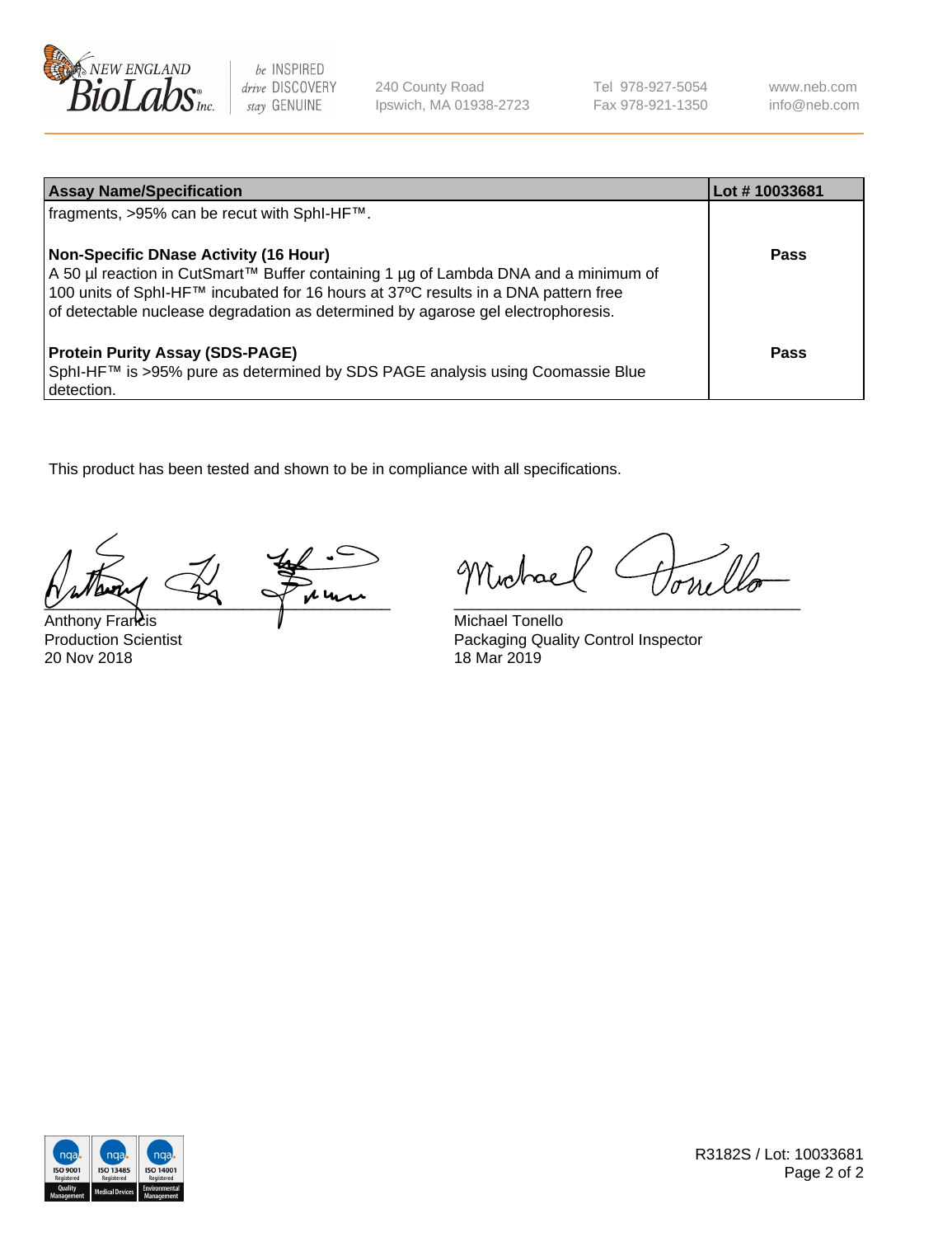240 County Road
Ipswich, MA 01938-2723

Tel 978-927-5054
Fax 978-921-1350

www.neb.com
info@neb.com

| Assay Name/Specification | Lot # 10033681 |
|---|---|
| fragments, >95% can be recut with SphI-HF™. | |
| **Non-Specific DNase Activity (16 Hour)**<br>A 50 µl reaction in CutSmart™ Buffer containing 1 µg of Lambda DNA and a minimum of 100 units of SphI-HF™ incubated for 16 hours at 37ºC results in a DNA pattern free of detectable nuclease degradation as determined by agarose gel electrophoresis. | **Pass** |
| **Protein Purity Assay (SDS-PAGE)**<br>SphI-HF™ is >95% pure as determined by SDS PAGE analysis using Coomassie Blue detection. | **Pass** |

This product has been tested and shown to be in compliance with all specifications.

Anthony Francis
Production Scientist
20 Nov 2018

Michael Tonello
Packaging Quality Control Inspector
18 Mar 2019

R3182S / Lot: 10033681